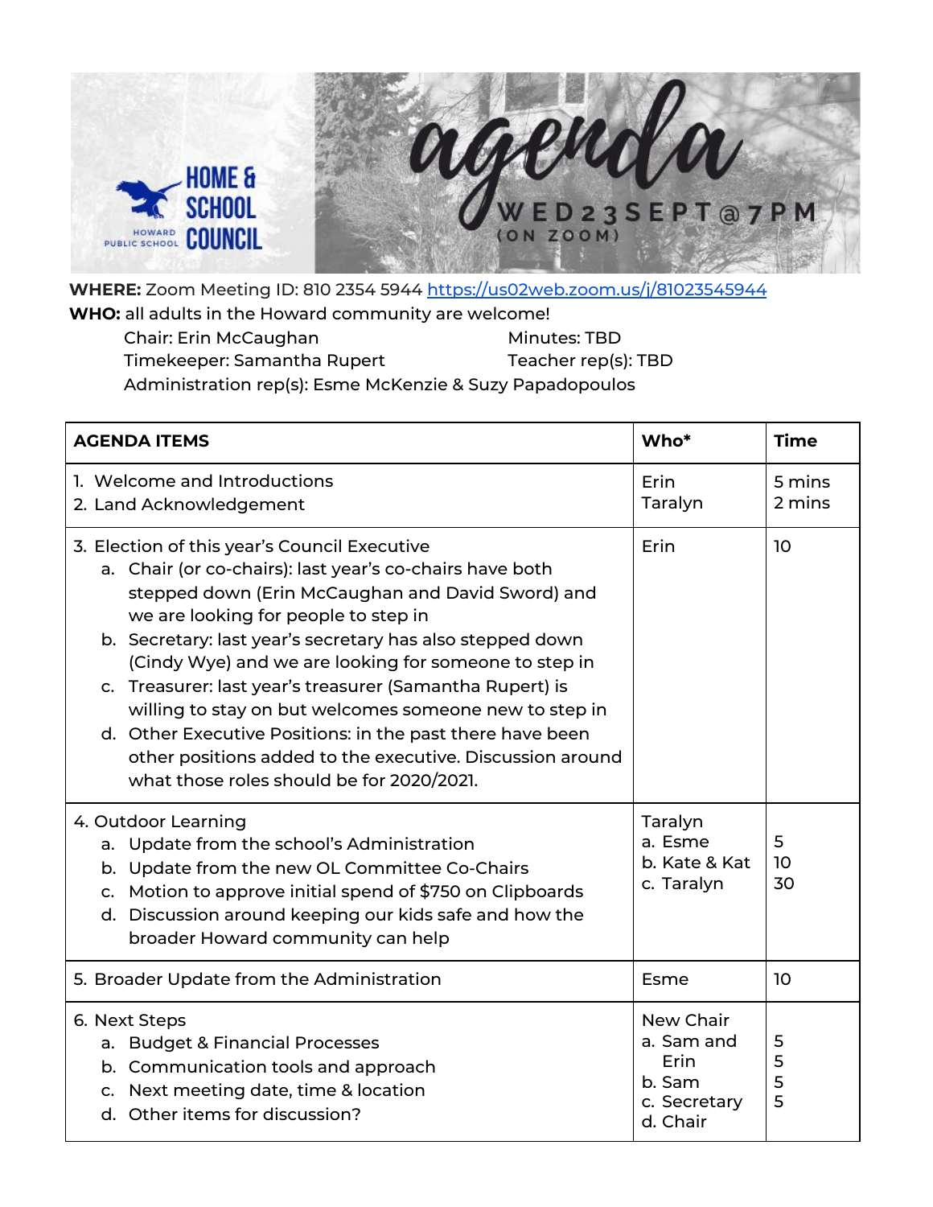HOME & SCHOOL COUNCIL
HOWARD PUBLIC SCHOOL

# agenda

WED 23 SEPT @ 7 PM
(ON ZOOM)

**WHERE:** Zoom Meeting ID: 810 2354 5944 https://us02web.zoom.us/j/81023545944
**WHO:** all adults in the Howard community are welcome!

Chair: Erin McCaughan
Minutes: TBD
Timekeeper: Samantha Rupert
Teacher rep(s): TBD
Administration rep(s): Esme McKenzie & Suzy Papadopoulos

| **AGENDA ITEMS** | **Who*** | **Time** |
|---|---|---|
| 1. Welcome and Introductions<br>2. Land Acknowledgement | Erin<br>Taralyn | 5 mins<br>2 mins |
| 3. Election of this year's Council Executive<br>a. Chair (or co-chairs): last year's co-chairs have both stepped down (Erin McCaughan and David Sword) and we are looking for people to step in<br>b. Secretary: last year's secretary has also stepped down (Cindy Wye) and we are looking for someone to step in<br>c. Treasurer: last year's treasurer (Samantha Rupert) is willing to stay on but welcomes someone new to step in<br>d. Other Executive Positions: in the past there have been other positions added to the executive. Discussion around what those roles should be for 2020/2021. | Erin | 10 |
| 4. Outdoor Learning<br>a. Update from the school's Administration<br>b. Update from the new OL Committee Co-Chairs<br>c. Motion to approve initial spend of $750 on Clipboards<br>d. Discussion around keeping our kids safe and how the broader Howard community can help | Taralyn<br>a. Esme<br>b. Kate & Kat<br>c. Taralyn | 5<br>10<br>30 |
| 5. Broader Update from the Administration | Esme | 10 |
| 6. Next Steps<br>a. Budget & Financial Processes<br>b. Communication tools and approach<br>c. Next meeting date, time & location<br>d. Other items for discussion? | New Chair<br>a. Sam and Erin<br>b. Sam<br>c. Secretary<br>d. Chair | 5<br>5<br>5<br>5 |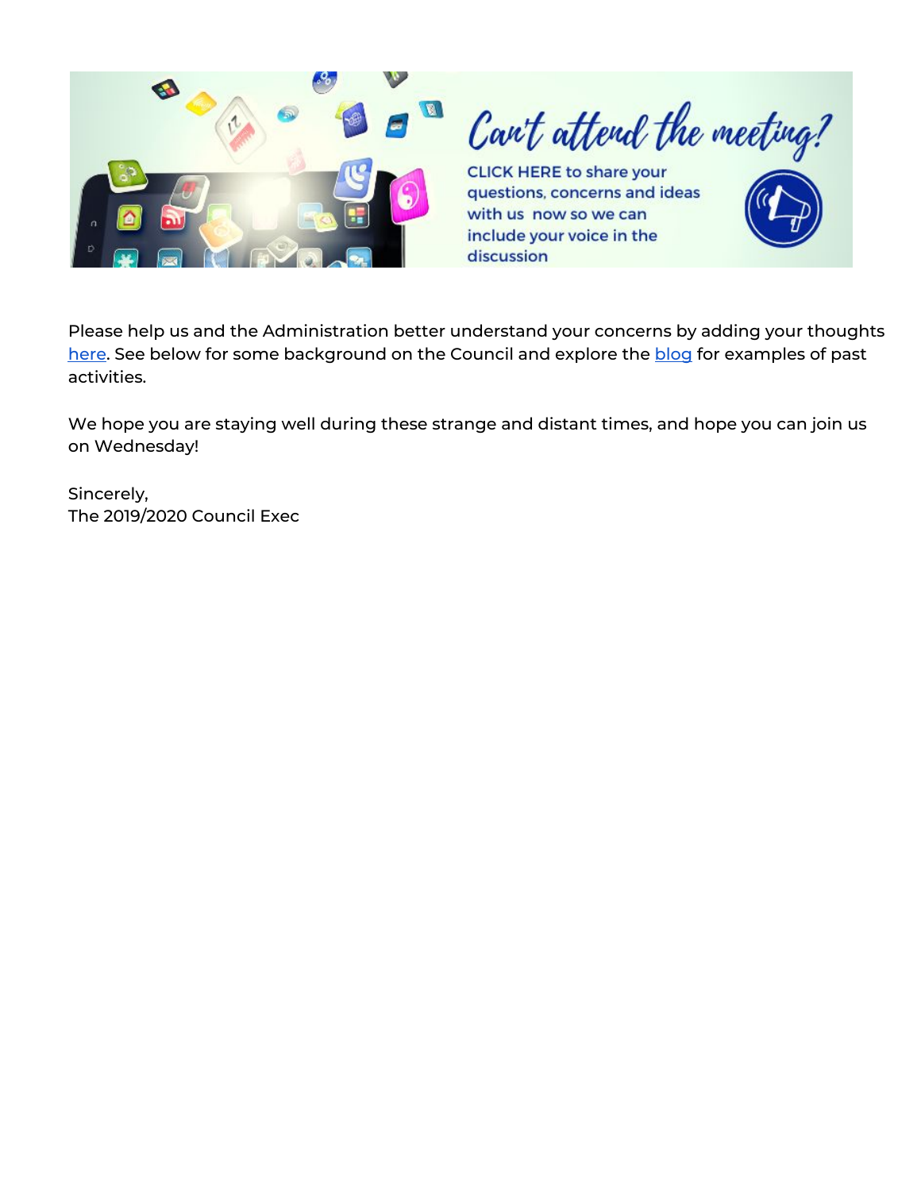Can't attend the meeting?

CLICK HERE to share your questions, concerns and ideas with us now so we can include your voice in the discussion

Please help us and the Administration better understand your concerns by adding your thoughts here. See below for some background on the Council and explore the blog for examples of past activities.

We hope you are staying well during these strange and distant times, and hope you can join us on Wednesday!

Sincerely,
The 2019/2020 Council Exec